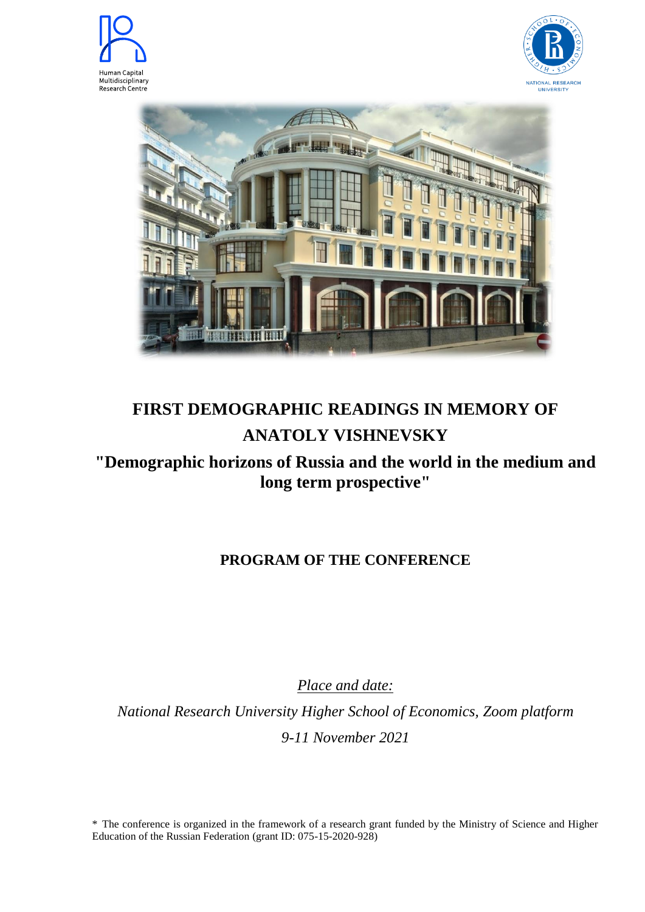Human Capital Multidisciplinary Research Centre

NATIONAL RESEARCH UNIVERSITY

# FIRST DEMOGRAPHIC READINGS IN MEMORY OF ANATOLY VISHNEVSKY

## "Demographic horizons of Russia and the world in the medium and long term prospective"

### PROGRAM OF THE CONFERENCE

*Place and date:*

*National Research University Higher School of Economics, Zoom platform*

*9-11 November 2021*

* The conference is organized in the framework of a research grant funded by the Ministry of Science and Higher Education of the Russian Federation (grant ID: 075-15-2020-928)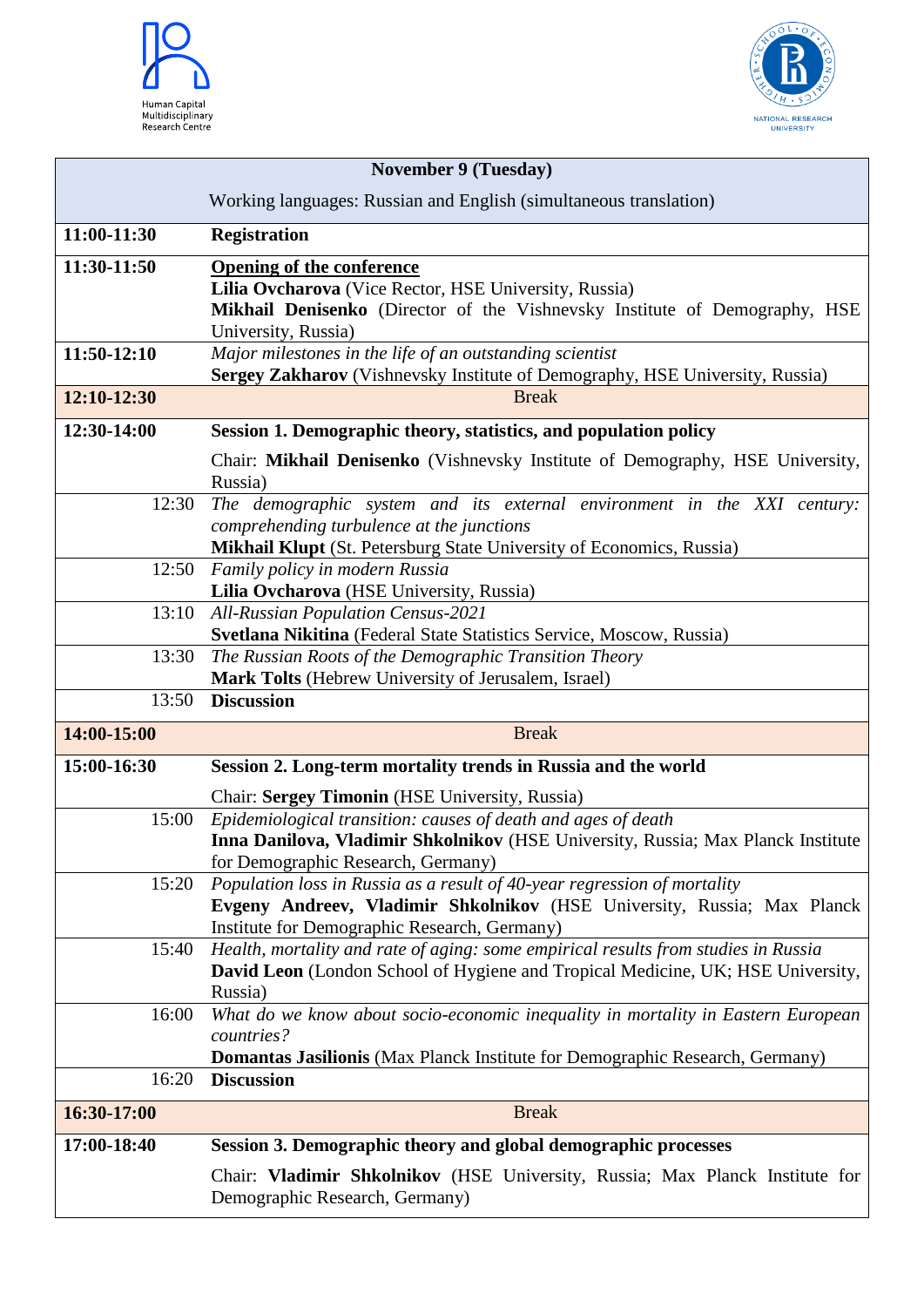| November 9 (Tuesday) | |
|---|---|
| Working languages: Russian and English (simultaneous translation) | |
| **11:00-11:30** | **Registration** |
| **11:30-11:50** | **Opening of the conference**<br>**Lilia Ovcharova** (Vice Rector, HSE University, Russia)<br>**Mikhail Denisenko** (Director of the Vishnevsky Institute of Demography, HSE University, Russia) |
| **11:50-12:10** | *Major milestones in the life of an outstanding scientist*<br>**Sergey Zakharov** (Vishnevsky Institute of Demography, HSE University, Russia) |
| **12:10-12:30** | Break |
| **12:30-14:00** | **Session 1. Demographic theory, statistics, and population policy**<br>Chair: **Mikhail Denisenko** (Vishnevsky Institute of Demography, HSE University, Russia) |
| 12:30 | *The demographic system and its external environment in the XXI century: comprehending turbulence at the junctions*<br>**Mikhail Klupt** (St. Petersburg State University of Economics, Russia) |
| 12:50 | *Family policy in modern Russia*<br>**Lilia Ovcharova** (HSE University, Russia) |
| 13:10 | *All-Russian Population Census-2021*<br>**Svetlana Nikitina** (Federal State Statistics Service, Moscow, Russia) |
| 13:30 | *The Russian Roots of the Demographic Transition Theory*<br>**Mark Tolts** (Hebrew University of Jerusalem, Israel) |
| 13:50 | **Discussion** |
| **14:00-15:00** | Break |
| **15:00-16:30** | **Session 2. Long-term mortality trends in Russia and the world**<br>Chair: **Sergey Timonin** (HSE University, Russia) |
| 15:00 | *Epidemiological transition: causes of death and ages of death*<br>**Inna Danilova, Vladimir Shkolnikov** (HSE University, Russia; Max Planck Institute for Demographic Research, Germany) |
| 15:20 | *Population loss in Russia as a result of 40-year regression of mortality*<br>**Evgeny Andreev, Vladimir Shkolnikov** (HSE University, Russia; Max Planck Institute for Demographic Research, Germany) |
| 15:40 | *Health, mortality and rate of aging: some empirical results from studies in Russia*<br>**David Leon** (London School of Hygiene and Tropical Medicine, UK; HSE University, Russia) |
| 16:00 | *What do we know about socio-economic inequality in mortality in Eastern European countries?*<br>**Domantas Jasilionis** (Max Planck Institute for Demographic Research, Germany) |
| 16:20 | **Discussion** |
| **16:30-17:00** | Break |
| **17:00-18:40** | **Session 3. Demographic theory and global demographic processes**<br>Chair: **Vladimir Shkolnikov** (HSE University, Russia; Max Planck Institute for Demographic Research, Germany) |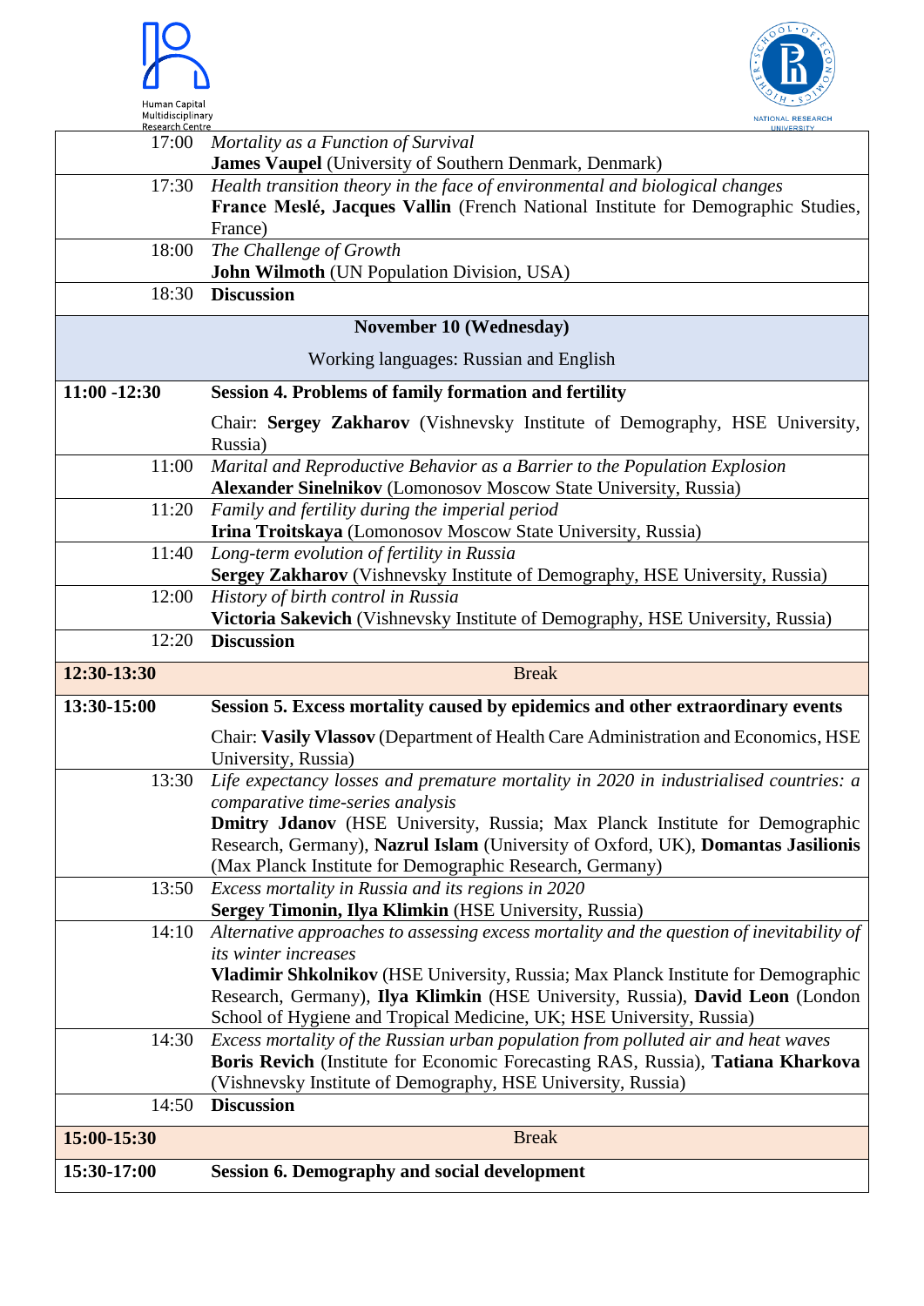| | |
|---|---|
| 17:00 | *Mortality as a Function of Survival*<br>**James Vaupel** (University of Southern Denmark, Denmark) |
| 17:30 | *Health transition theory in the face of environmental and biological changes*<br>**France Meslé, Jacques Vallin** (French National Institute for Demographic Studies, France) |
| 18:00 | *The Challenge of Growth*<br>**John Wilmoth** (UN Population Division, USA) |
| 18:30 | **Discussion** |
| **November 10 (Wednesday)**<br>Working languages: Russian and English | |
| **11:00 -12:30** | **Session 4. Problems of family formation and fertility**<br>Chair: **Sergey Zakharov** (Vishnevsky Institute of Demography, HSE University, Russia) |
| 11:00 | *Marital and Reproductive Behavior as a Barrier to the Population Explosion*<br>**Alexander Sinelnikov** (Lomonosov Moscow State University, Russia) |
| 11:20 | *Family and fertility during the imperial period*<br>**Irina Troitskaya** (Lomonosov Moscow State University, Russia) |
| 11:40 | *Long-term evolution of fertility in Russia*<br>**Sergey Zakharov** (Vishnevsky Institute of Demography, HSE University, Russia) |
| 12:00 | *History of birth control in Russia*<br>**Victoria Sakevich** (Vishnevsky Institute of Demography, HSE University, Russia) |
| 12:20 | **Discussion** |
| **12:30-13:30** | Break |
| **13:30-15:00** | **Session 5. Excess mortality caused by epidemics and other extraordinary events**<br>Chair: **Vasily Vlassov** (Department of Health Care Administration and Economics, HSE University, Russia) |
| 13:30 | *Life expectancy losses and premature mortality in 2020 in industrialised countries: a comparative time-series analysis*<br>**Dmitry Jdanov** (HSE University, Russia; Max Planck Institute for Demographic Research, Germany), **Nazrul Islam** (University of Oxford, UK), **Domantas Jasilionis** (Max Planck Institute for Demographic Research, Germany) |
| 13:50 | *Excess mortality in Russia and its regions in 2020*<br>**Sergey Timonin, Ilya Klimkin** (HSE University, Russia) |
| 14:10 | *Alternative approaches to assessing excess mortality and the question of inevitability of its winter increases*<br>**Vladimir Shkolnikov** (HSE University, Russia; Max Planck Institute for Demographic Research, Germany), **Ilya Klimkin** (HSE University, Russia), **David Leon** (London School of Hygiene and Tropical Medicine, UK; HSE University, Russia) |
| 14:30 | *Excess mortality of the Russian urban population from polluted air and heat waves*<br>**Boris Revich** (Institute for Economic Forecasting RAS, Russia), **Tatiana Kharkova** (Vishnevsky Institute of Demography, HSE University, Russia) |
| 14:50 | **Discussion** |
| **15:00-15:30** | Break |
| **15:30-17:00** | **Session 6. Demography and social development** |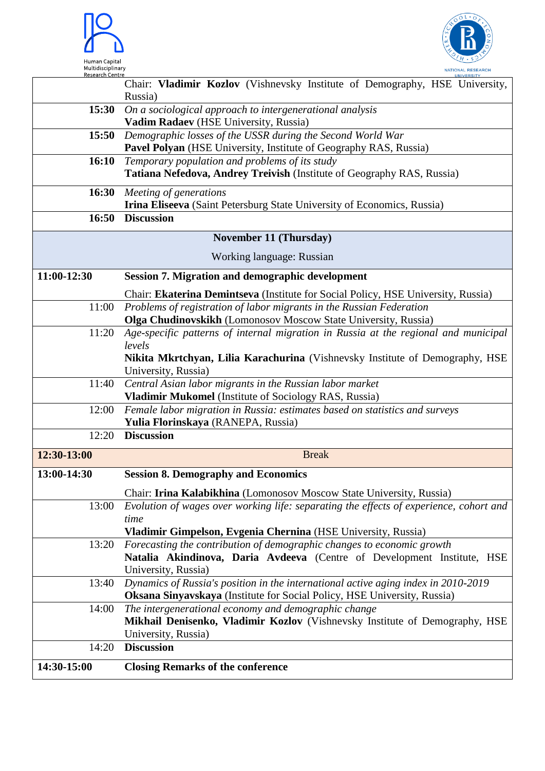| | |
|---|---|
| | Chair: **Vladimir Kozlov** (Vishnevsky Institute of Demography, HSE University, Russia) |
| **15:30** | *On a sociological approach to intergenerational analysis*<br>**Vadim Radaev** (HSE University, Russia) |
| **15:50** | *Demographic losses of the USSR during the Second World War*<br>**Pavel Polyan** (HSE University, Institute of Geography RAS, Russia) |
| **16:10** | *Temporary population and problems of its study*<br>**Tatiana Nefedova, Andrey Treivish** (Institute of Geography RAS, Russia) |
| **16:30** | *Meeting of generations*<br>**Irina Eliseeva** (Saint Petersburg State University of Economics, Russia) |
| **16:50** | **Discussion** |
| | **November 11 (Thursday)**<br>Working language: Russian |
| **11:00-12:30** | **Session 7. Migration and demographic development**<br>Chair: **Ekaterina Demintseva** (Institute for Social Policy, HSE University, Russia) |
| 11:00 | *Problems of registration of labor migrants in the Russian Federation*<br>**Olga Chudinovskikh** (Lomonosov Moscow State University, Russia) |
| 11:20 | *Age-specific patterns of internal migration in Russia at the regional and municipal levels*<br>**Nikita Mkrtchyan, Lilia Karachurina** (Vishnevsky Institute of Demography, HSE University, Russia) |
| 11:40 | *Central Asian labor migrants in the Russian labor market*<br>**Vladimir Mukomel** (Institute of Sociology RAS, Russia) |
| 12:00 | *Female labor migration in Russia: estimates based on statistics and surveys*<br>**Yulia Florinskaya** (RANEPA, Russia) |
| 12:20 | **Discussion** |
| **12:30-13:00** | Break |
| **13:00-14:30** | **Session 8. Demography and Economics**<br>Chair: **Irina Kalabikhina** (Lomonosov Moscow State University, Russia) |
| 13:00 | *Evolution of wages over working life: separating the effects of experience, cohort and time*<br>**Vladimir Gimpelson, Evgenia Chernina** (HSE University, Russia) |
| 13:20 | *Forecasting the contribution of demographic changes to economic growth*<br>**Natalia Akindinova, Daria Avdeeva** (Centre of Development Institute, HSE University, Russia) |
| 13:40 | *Dynamics of Russia's position in the international active aging index in 2010-2019*<br>**Oksana Sinyavskaya** (Institute for Social Policy, HSE University, Russia) |
| 14:00 | *The intergenerational economy and demographic change*<br>**Mikhail Denisenko, Vladimir Kozlov** (Vishnevsky Institute of Demography, HSE University, Russia) |
| 14:20 | **Discussion** |
| **14:30-15:00** | **Closing Remarks of the conference** |